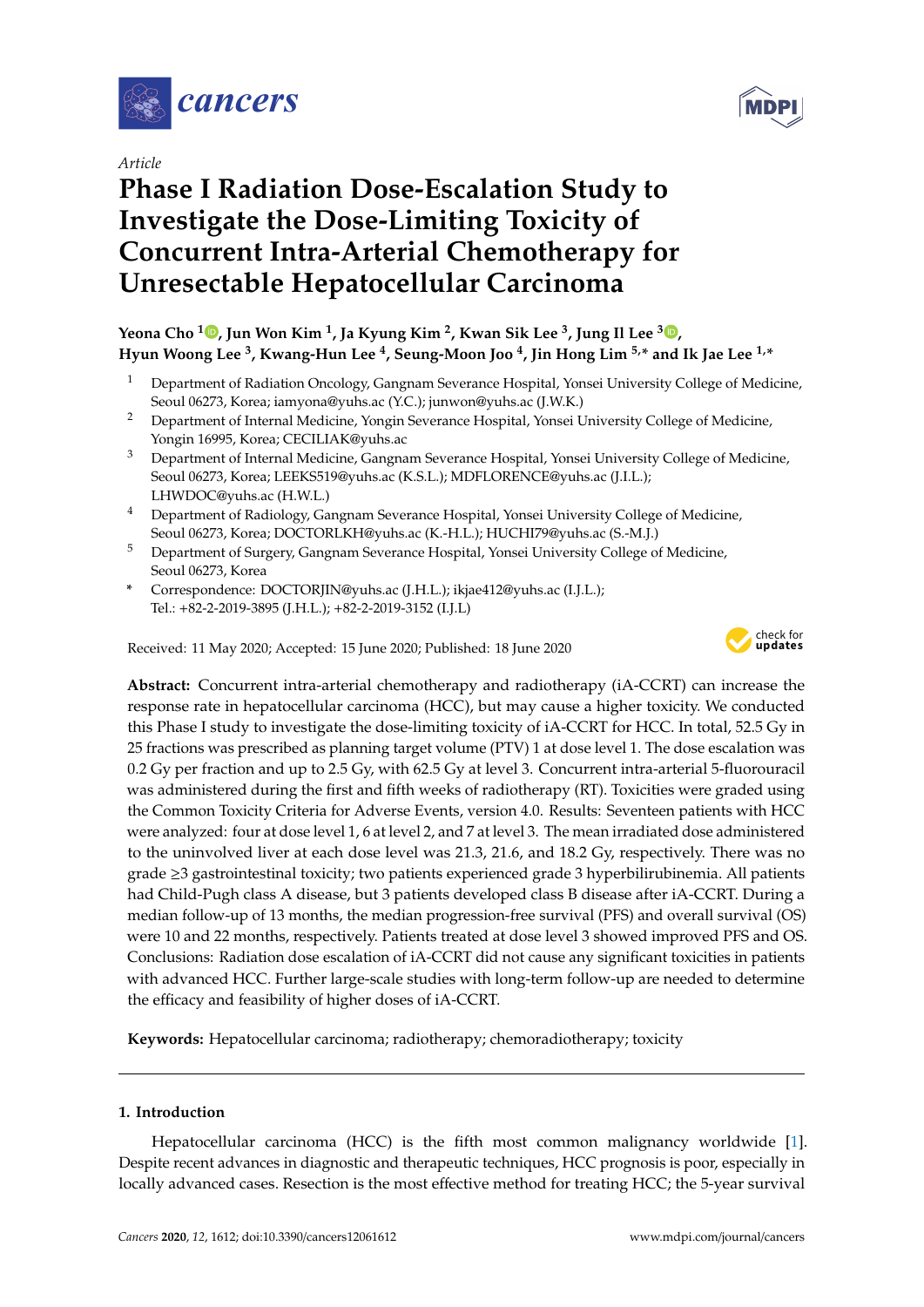*Article*

# Phase I Radiation Dose-Escalation Study to Investigate the Dose-Limiting Toxicity of Concurrent Intra-Arterial Chemotherapy for Unresectable Hepatocellular Carcinoma

**Yeona Cho [1], Jun Won Kim [1], Ja Kyung Kim [2], Kwan Sik Lee [3], Jung Il Lee [3], Hyun Woong Lee [3], Kwang-Hun Lee [4], Seung-Moon Joo [4], Jin Hong Lim [5,*] and Ik Jae Lee [1,*]**

1 Department of Radiation Oncology, Gangnam Severance Hospital, Yonsei University College of Medicine, Seoul 06273, Korea; iamyona@yuhs.ac (Y.C.); junwon@yuhs.ac (J.W.K.)
2 Department of Internal Medicine, Yongin Severance Hospital, Yonsei University College of Medicine, Yongin 16995, Korea; CECILIAK@yuhs.ac
3 Department of Internal Medicine, Gangnam Severance Hospital, Yonsei University College of Medicine, Seoul 06273, Korea; LEEKS519@yuhs.ac (K.S.L.); MDFLORENCE@yuhs.ac (J.I.L.); LHWDOC@yuhs.ac (H.W.L.)
4 Department of Radiology, Gangnam Severance Hospital, Yonsei University College of Medicine, Seoul 06273, Korea; DOCTORLKH@yuhs.ac (K.-H.L.); HUCHI79@yuhs.ac (S.-M.J.)
5 Department of Surgery, Gangnam Severance Hospital, Yonsei University College of Medicine, Seoul 06273, Korea
\* Correspondence: DOCTORJIN@yuhs.ac (J.H.L.); ikjae412@yuhs.ac (I.J.L.); Tel.: +82-2-2019-3895 (J.H.L.); +82-2-2019-3152 (I.J.L)

Received: 11 May 2020; Accepted: 15 June 2020; Published: 18 June 2020

**Abstract:** Concurrent intra-arterial chemotherapy and radiotherapy (iA-CCRT) can increase the response rate in hepatocellular carcinoma (HCC), but may cause a higher toxicity. We conducted this Phase I study to investigate the dose-limiting toxicity of iA-CCRT for HCC. In total, 52.5 Gy in 25 fractions was prescribed as planning target volume (PTV) 1 at dose level 1. The dose escalation was 0.2 Gy per fraction and up to 2.5 Gy, with 62.5 Gy at level 3. Concurrent intra-arterial 5-fluorouracil was administered during the first and fifth weeks of radiotherapy (RT). Toxicities were graded using the Common Toxicity Criteria for Adverse Events, version 4.0. Results: Seventeen patients with HCC were analyzed: four at dose level 1, 6 at level 2, and 7 at level 3. The mean irradiated dose administered to the uninvolved liver at each dose level was 21.3, 21.6, and 18.2 Gy, respectively. There was no grade ≥3 gastrointestinal toxicity; two patients experienced grade 3 hyperbilirubinemia. All patients had Child-Pugh class A disease, but 3 patients developed class B disease after iA-CCRT. During a median follow-up of 13 months, the median progression-free survival (PFS) and overall survival (OS) were 10 and 22 months, respectively. Patients treated at dose level 3 showed improved PFS and OS. Conclusions: Radiation dose escalation of iA-CCRT did not cause any significant toxicities in patients with advanced HCC. Further large-scale studies with long-term follow-up are needed to determine the efficacy and feasibility of higher doses of iA-CCRT.

**Keywords:** Hepatocellular carcinoma; radiotherapy; chemoradiotherapy; toxicity

## 1. Introduction

Hepatocellular carcinoma (HCC) is the fifth most common malignancy worldwide [1]. Despite recent advances in diagnostic and therapeutic techniques, HCC prognosis is poor, especially in locally advanced cases. Resection is the most effective method for treating HCC; the 5-year survival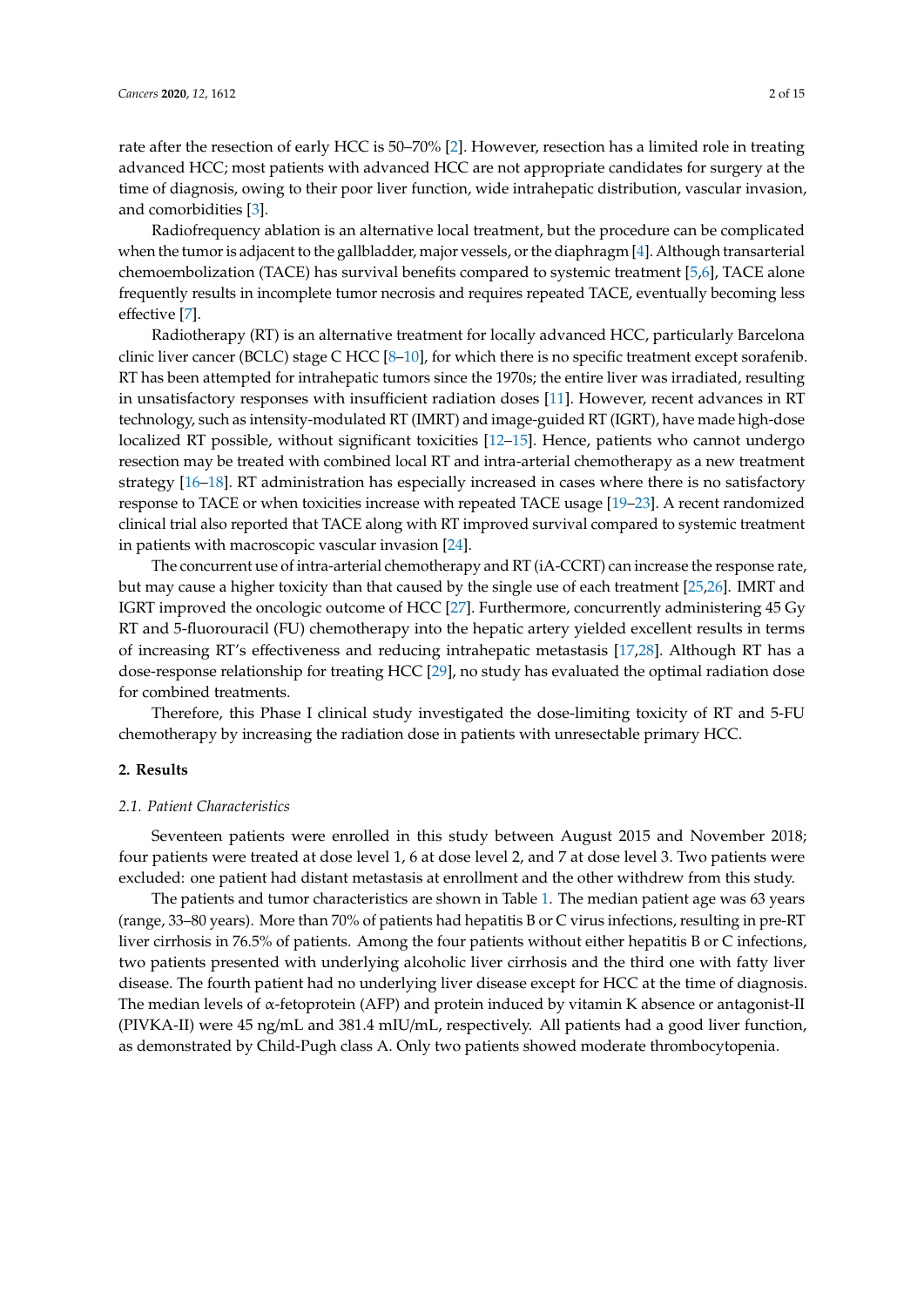rate after the resection of early HCC is 50–70% [2]. However, resection has a limited role in treating advanced HCC; most patients with advanced HCC are not appropriate candidates for surgery at the time of diagnosis, owing to their poor liver function, wide intrahepatic distribution, vascular invasion, and comorbidities [3].

Radiofrequency ablation is an alternative local treatment, but the procedure can be complicated when the tumor is adjacent to the gallbladder, major vessels, or the diaphragm [4]. Although transarterial chemoembolization (TACE) has survival benefits compared to systemic treatment [5,6], TACE alone frequently results in incomplete tumor necrosis and requires repeated TACE, eventually becoming less effective [7].

Radiotherapy (RT) is an alternative treatment for locally advanced HCC, particularly Barcelona clinic liver cancer (BCLC) stage C HCC [8–10], for which there is no specific treatment except sorafenib. RT has been attempted for intrahepatic tumors since the 1970s; the entire liver was irradiated, resulting in unsatisfactory responses with insufficient radiation doses [11]. However, recent advances in RT technology, such as intensity-modulated RT (IMRT) and image-guided RT (IGRT), have made high-dose localized RT possible, without significant toxicities [12–15]. Hence, patients who cannot undergo resection may be treated with combined local RT and intra-arterial chemotherapy as a new treatment strategy [16–18]. RT administration has especially increased in cases where there is no satisfactory response to TACE or when toxicities increase with repeated TACE usage [19–23]. A recent randomized clinical trial also reported that TACE along with RT improved survival compared to systemic treatment in patients with macroscopic vascular invasion [24].

The concurrent use of intra-arterial chemotherapy and RT (iA-CCRT) can increase the response rate, but may cause a higher toxicity than that caused by the single use of each treatment [25,26]. IMRT and IGRT improved the oncologic outcome of HCC [27]. Furthermore, concurrently administering 45 Gy RT and 5-fluorouracil (FU) chemotherapy into the hepatic artery yielded excellent results in terms of increasing RT's effectiveness and reducing intrahepatic metastasis [17,28]. Although RT has a dose-response relationship for treating HCC [29], no study has evaluated the optimal radiation dose for combined treatments.

Therefore, this Phase I clinical study investigated the dose-limiting toxicity of RT and 5-FU chemotherapy by increasing the radiation dose in patients with unresectable primary HCC.

## 2. Results

### 2.1. Patient Characteristics

Seventeen patients were enrolled in this study between August 2015 and November 2018; four patients were treated at dose level 1, 6 at dose level 2, and 7 at dose level 3. Two patients were excluded: one patient had distant metastasis at enrollment and the other withdrew from this study.

The patients and tumor characteristics are shown in Table 1. The median patient age was 63 years (range, 33–80 years). More than 70% of patients had hepatitis B or C virus infections, resulting in pre-RT liver cirrhosis in 76.5% of patients. Among the four patients without either hepatitis B or C infections, two patients presented with underlying alcoholic liver cirrhosis and the third one with fatty liver disease. The fourth patient had no underlying liver disease except for HCC at the time of diagnosis. The median levels of α-fetoprotein (AFP) and protein induced by vitamin K absence or antagonist-II (PIVKA-II) were 45 ng/mL and 381.4 mIU/mL, respectively. All patients had a good liver function, as demonstrated by Child-Pugh class A. Only two patients showed moderate thrombocytopenia.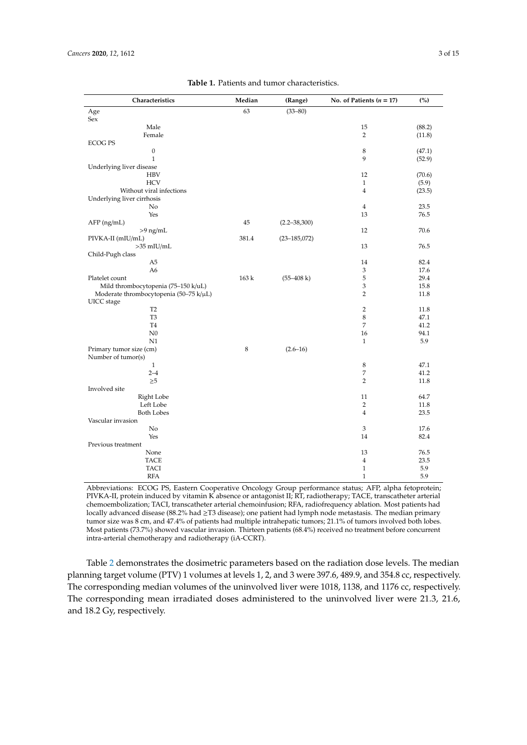**Table 1.** Patients and tumor characteristics.

| Characteristics | Median | (Range) | No. of Patients ($n$ = 17) | (%) |
|---|---|---|---|---|
| Age | 63 | (33–80) | | |
| Sex | | | | |
| Male | | | 15 | (88.2) |
| Female | | | 2 | (11.8) |
| ECOG PS | | | | |
| 0 | | | 8 | (47.1) |
| 1 | | | 9 | (52.9) |
| Underlying liver disease | | | | |
| HBV | | | 12 | (70.6) |
| HCV | | | 1 | (5.9) |
| Without viral infections | | | 4 | (23.5) |
| Underlying liver cirrhosis | | | | |
| No | | | 4 | 23.5 |
| Yes | | | 13 | 76.5 |
| AFP (ng/mL) | 45 | (2.2–38,300) | | |
| >9 ng/mL | | | 12 | 70.6 |
| PIVKA-II (mIU/mL) | 381.4 | (23–185,072) | | |
| >35 mIU/mL | | | 13 | 76.5 |
| Child-Pugh class | | | | |
| A5 | | | 14 | 82.4 |
| A6 | | | 3 | 17.6 |
| Platelet count | 163 k | (55–408 k) | 5 | 29.4 |
| Mild thrombocytopenia (75–150 k/uL) | | | 3 | 15.8 |
| Moderate thrombocytopenia (50–75 k/μL) | | | 2 | 11.8 |
| UICC stage | | | | |
| T2 | | | 2 | 11.8 |
| T3 | | | 8 | 47.1 |
| T4 | | | 7 | 41.2 |
| N0 | | | 16 | 94.1 |
| N1 | | | 1 | 5.9 |
| Primary tumor size (cm) | 8 | (2.6–16) | | |
| Number of tumor(s) | | | | |
| 1 | | | 8 | 47.1 |
| 2–4 | | | 7 | 41.2 |
| ≥5 | | | 2 | 11.8 |
| Involved site | | | | |
| Right Lobe | | | 11 | 64.7 |
| Left Lobe | | | 2 | 11.8 |
| Both Lobes | | | 4 | 23.5 |
| Vascular invasion | | | | |
| No | | | 3 | 17.6 |
| Yes | | | 14 | 82.4 |
| Previous treatment | | | | |
| None | | | 13 | 76.5 |
| TACE | | | 4 | 23.5 |
| TACI | | | 1 | 5.9 |
| RFA | | | 1 | 5.9 |

Abbreviations: ECOG PS, Eastern Cooperative Oncology Group performance status; AFP, alpha fetoprotein; PIVKA-II, protein induced by vitamin K absence or antagonist II; RT, radiotherapy; TACE, transcatheter arterial chemoembolization; TACI, transcatheter arterial chemoinfusion; RFA, radiofrequency ablation. Most patients had locally advanced disease (88.2% had ≥T3 disease); one patient had lymph node metastasis. The median primary tumor size was 8 cm, and 47.4% of patients had multiple intrahepatic tumors; 21.1% of tumors involved both lobes. Most patients (73.7%) showed vascular invasion. Thirteen patients (68.4%) received no treatment before concurrent intra-arterial chemotherapy and radiotherapy (iA-CCRT).

Table 2 demonstrates the dosimetric parameters based on the radiation dose levels. The median planning target volume (PTV) 1 volumes at levels 1, 2, and 3 were 397.6, 489.9, and 354.8 cc, respectively. The corresponding median volumes of the uninvolved liver were 1018, 1138, and 1176 cc, respectively. The corresponding mean irradiated doses administered to the uninvolved liver were 21.3, 21.6, and 18.2 Gy, respectively.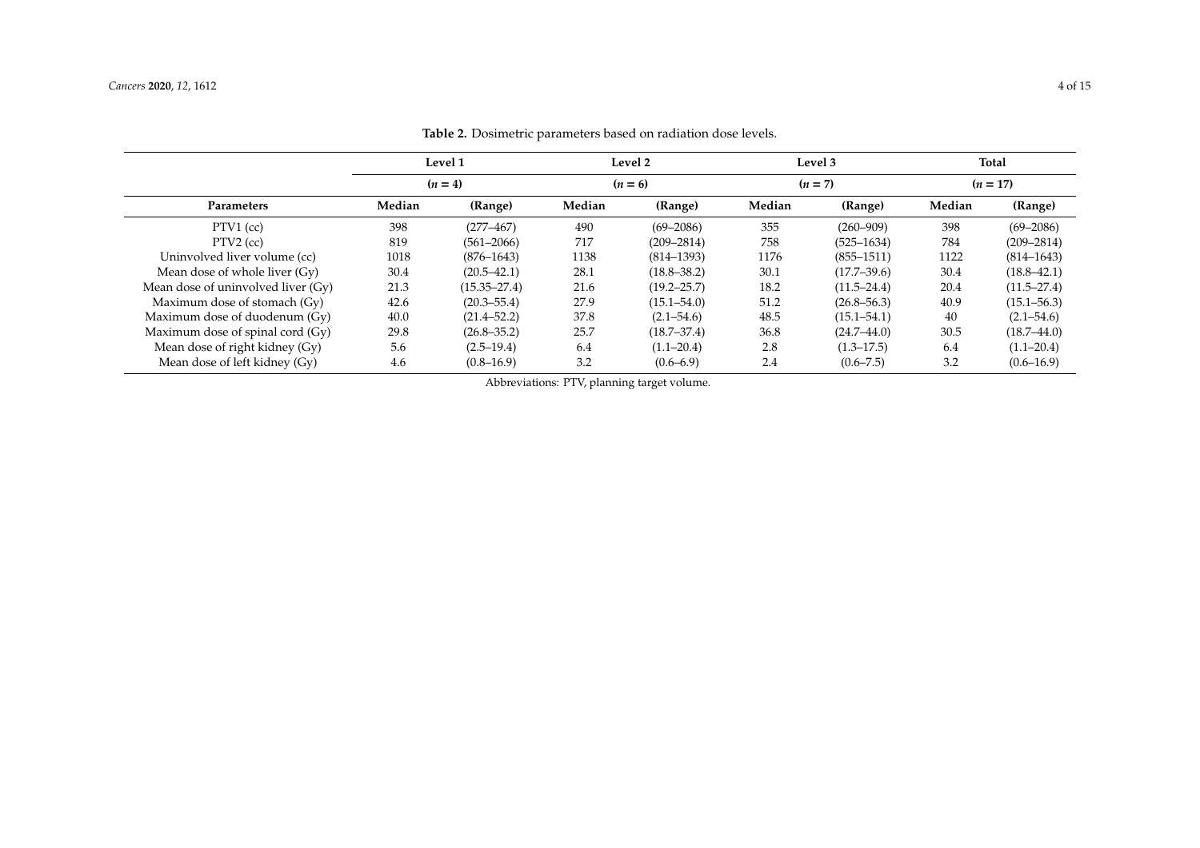**Table 2.** Dosimetric parameters based on radiation dose levels.

| | Level 1 | | Level 2 | | Level 3 | | Total | |
|---|---|---|---|---|---|---|---|---|
| | ($n$ = 4) | | ($n$ = 6) | | ($n$ = 7) | | ($n$ = 17) | |
| **Parameters** | **Median** | **(Range)** | **Median** | **(Range)** | **Median** | **(Range)** | **Median** | **(Range)** |
| PTV1 (cc) | 398 | (277–467) | 490 | (69–2086) | 355 | (260–909) | 398 | (69–2086) |
| PTV2 (cc) | 819 | (561–2066) | 717 | (209–2814) | 758 | (525–1634) | 784 | (209–2814) |
| Uninvolved liver volume (cc) | 1018 | (876–1643) | 1138 | (814–1393) | 1176 | (855–1511) | 1122 | (814–1643) |
| Mean dose of whole liver (Gy) | 30.4 | (20.5–42.1) | 28.1 | (18.8–38.2) | 30.1 | (17.7–39.6) | 30.4 | (18.8–42.1) |
| Mean dose of uninvolved liver (Gy) | 21.3 | (15.35–27.4) | 21.6 | (19.2–25.7) | 18.2 | (11.5–24.4) | 20.4 | (11.5–27.4) |
| Maximum dose of stomach (Gy) | 42.6 | (20.3–55.4) | 27.9 | (15.1–54.0) | 51.2 | (26.8–56.3) | 40.9 | (15.1–56.3) |
| Maximum dose of duodenum (Gy) | 40.0 | (21.4–52.2) | 37.8 | (2.1–54.6) | 48.5 | (15.1–54.1) | 40 | (2.1–54.6) |
| Maximum dose of spinal cord (Gy) | 29.8 | (26.8–35.2) | 25.7 | (18.7–37.4) | 36.8 | (24.7–44.0) | 30.5 | (18.7–44.0) |
| Mean dose of right kidney (Gy) | 5.6 | (2.5–19.4) | 6.4 | (1.1–20.4) | 2.8 | (1.3–17.5) | 6.4 | (1.1–20.4) |
| Mean dose of left kidney (Gy) | 4.6 | (0.8–16.9) | 3.2 | (0.6–6.9) | 2.4 | (0.6–7.5) | 3.2 | (0.6–16.9) |

Abbreviations: PTV, planning target volume.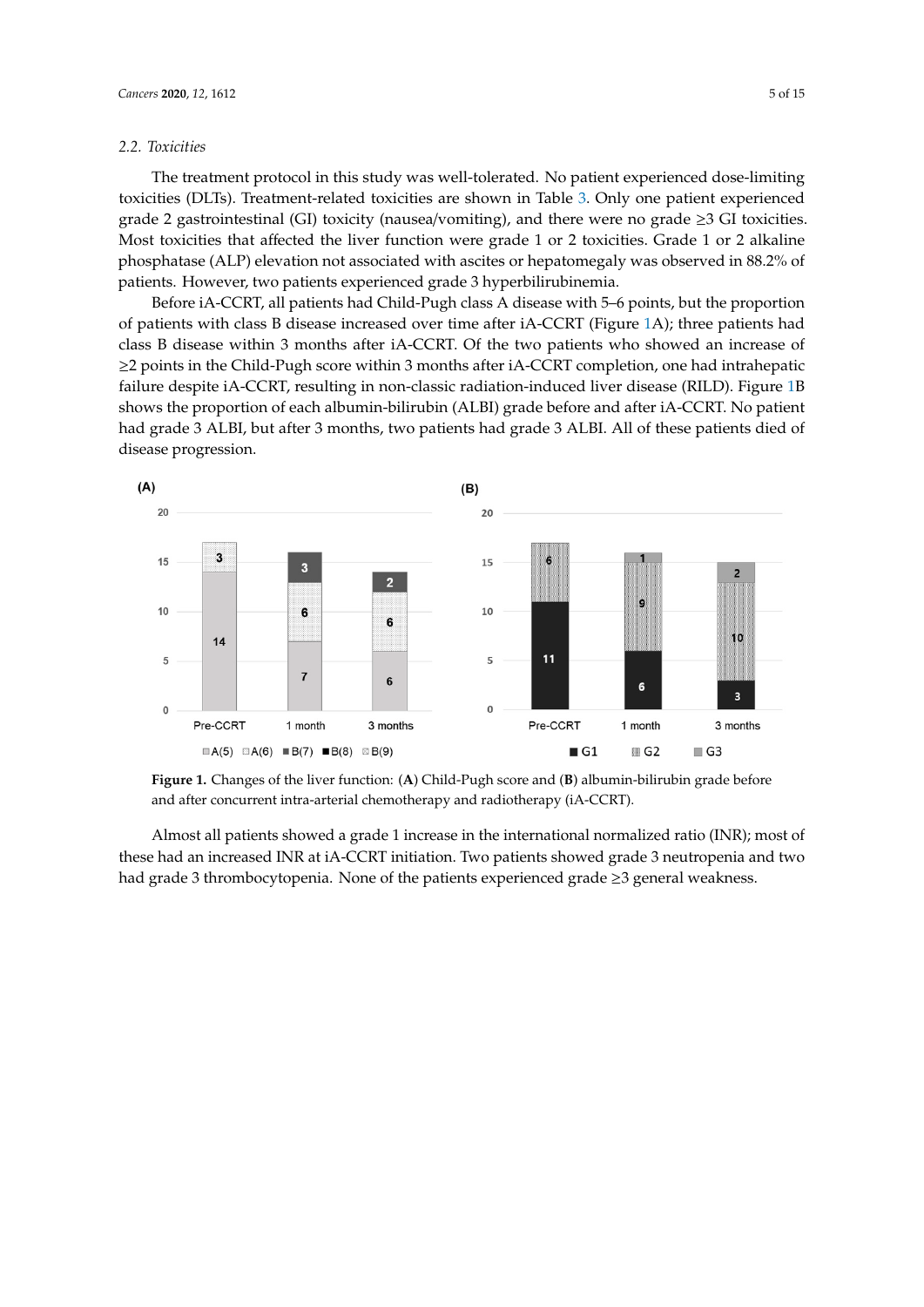### 2.2. Toxicities

The treatment protocol in this study was well-tolerated. No patient experienced dose-limiting toxicities (DLTs). Treatment-related toxicities are shown in Table 3. Only one patient experienced grade 2 gastrointestinal (GI) toxicity (nausea/vomiting), and there were no grade ≥3 GI toxicities. Most toxicities that affected the liver function were grade 1 or 2 toxicities. Grade 1 or 2 alkaline phosphatase (ALP) elevation not associated with ascites or hepatomegaly was observed in 88.2% of patients. However, two patients experienced grade 3 hyperbilirubinemia.

Before iA-CCRT, all patients had Child-Pugh class A disease with 5–6 points, but the proportion of patients with class B disease increased over time after iA-CCRT (Figure 1A); three patients had class B disease within 3 months after iA-CCRT. Of the two patients who showed an increase of ≥2 points in the Child-Pugh score within 3 months after iA-CCRT completion, one had intrahepatic failure despite iA-CCRT, resulting in non-classic radiation-induced liver disease (RILD). Figure 1B shows the proportion of each albumin-bilirubin (ALBI) grade before and after iA-CCRT. No patient had grade 3 ALBI, but after 3 months, two patients had grade 3 ALBI. All of these patients died of disease progression.

**Figure 1.** Changes of the liver function: (**A**) Child-Pugh score and (**B**) albumin-bilirubin grade before and after concurrent intra-arterial chemotherapy and radiotherapy (iA-CCRT).

Almost all patients showed a grade 1 increase in the international normalized ratio (INR); most of these had an increased INR at iA-CCRT initiation. Two patients showed grade 3 neutropenia and two had grade 3 thrombocytopenia. None of the patients experienced grade ≥3 general weakness.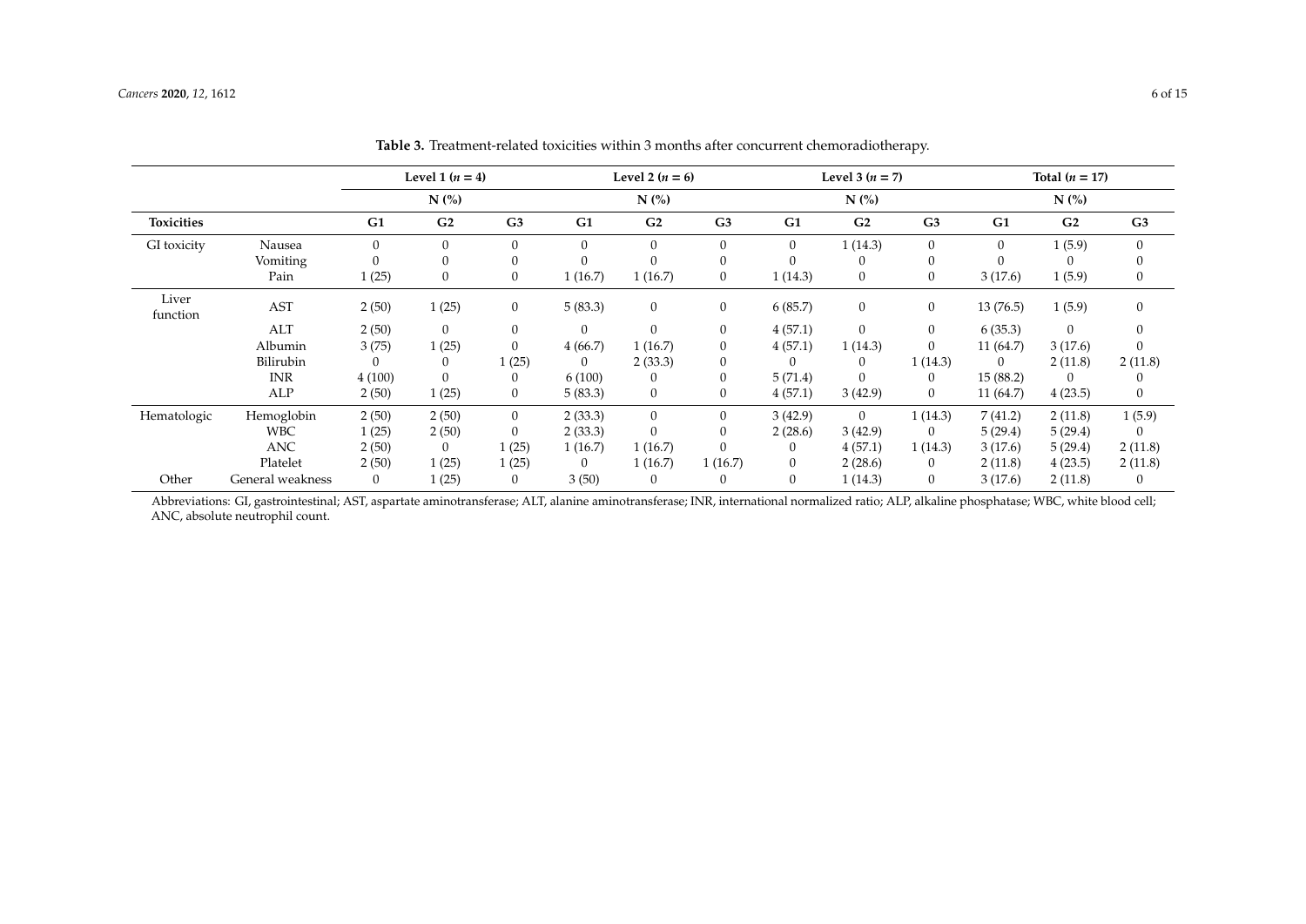**Table 3.** Treatment-related toxicities within 3 months after concurrent chemoradiotherapy.

| | | Level 1 ($n$ = 4) | | | Level 2 ($n$ = 6) | | | Level 3 ($n$ = 7) | | | Total ($n$ = 17) | | |
|---|---|---|---|---|---|---|---|---|---|---|---|---|---|
| | | N (%) | | | N (%) | | | N (%) | | | N (%) | | |
| **Toxicities** | | **G1** | **G2** | **G3** | **G1** | **G2** | **G3** | **G1** | **G2** | **G3** | **G1** | **G2** | **G3** |
| GI toxicity | Nausea | 0 | 0 | 0 | 0 | 0 | 0 | 0 | 1 (14.3) | 0 | 0 | 1 (5.9) | 0 |
| | Vomiting | 0 | 0 | 0 | 0 | 0 | 0 | 0 | 0 | 0 | 0 | 0 | 0 |
| | Pain | 1 (25) | 0 | 0 | 1 (16.7) | 1 (16.7) | 0 | 1 (14.3) | 0 | 0 | 3 (17.6) | 1 (5.9) | 0 |
| Liver function | AST | 2 (50) | 1 (25) | 0 | 5 (83.3) | 0 | 0 | 6 (85.7) | 0 | 0 | 13 (76.5) | 1 (5.9) | 0 |
| | ALT | 2 (50) | 0 | 0 | 0 | 0 | 0 | 4 (57.1) | 0 | 0 | 6 (35.3) | 0 | 0 |
| | Albumin | 3 (75) | 1 (25) | 0 | 4 (66.7) | 1 (16.7) | 0 | 4 (57.1) | 1 (14.3) | 0 | 11 (64.7) | 3 (17.6) | 0 |
| | Bilirubin | 0 | 0 | 1 (25) | 0 | 2 (33.3) | 0 | 0 | 0 | 1 (14.3) | 0 | 2 (11.8) | 2 (11.8) |
| | INR | 4 (100) | 0 | 0 | 6 (100) | 0 | 0 | 5 (71.4) | 0 | 0 | 15 (88.2) | 0 | 0 |
| | ALP | 2 (50) | 1 (25) | 0 | 5 (83.3) | 0 | 0 | 4 (57.1) | 3 (42.9) | 0 | 11 (64.7) | 4 (23.5) | 0 |
| Hematologic | Hemoglobin | 2 (50) | 2 (50) | 0 | 2 (33.3) | 0 | 0 | 3 (42.9) | 0 | 1 (14.3) | 7 (41.2) | 2 (11.8) | 1 (5.9) |
| | WBC | 1 (25) | 2 (50) | 0 | 2 (33.3) | 0 | 0 | 2 (28.6) | 3 (42.9) | 0 | 5 (29.4) | 5 (29.4) | 0 |
| | ANC | 2 (50) | 0 | 1 (25) | 1 (16.7) | 1 (16.7) | 0 | 0 | 4 (57.1) | 1 (14.3) | 3 (17.6) | 5 (29.4) | 2 (11.8) |
| | Platelet | 2 (50) | 1 (25) | 1 (25) | 0 | 1 (16.7) | 1 (16.7) | 0 | 2 (28.6) | 0 | 2 (11.8) | 4 (23.5) | 2 (11.8) |
| Other | General weakness | 0 | 1 (25) | 0 | 3 (50) | 0 | 0 | 0 | 1 (14.3) | 0 | 3 (17.6) | 2 (11.8) | 0 |

Abbreviations: GI, gastrointestinal; AST, aspartate aminotransferase; ALT, alanine aminotransferase; INR, international normalized ratio; ALP, alkaline phosphatase; WBC, white blood cell; ANC, absolute neutrophil count.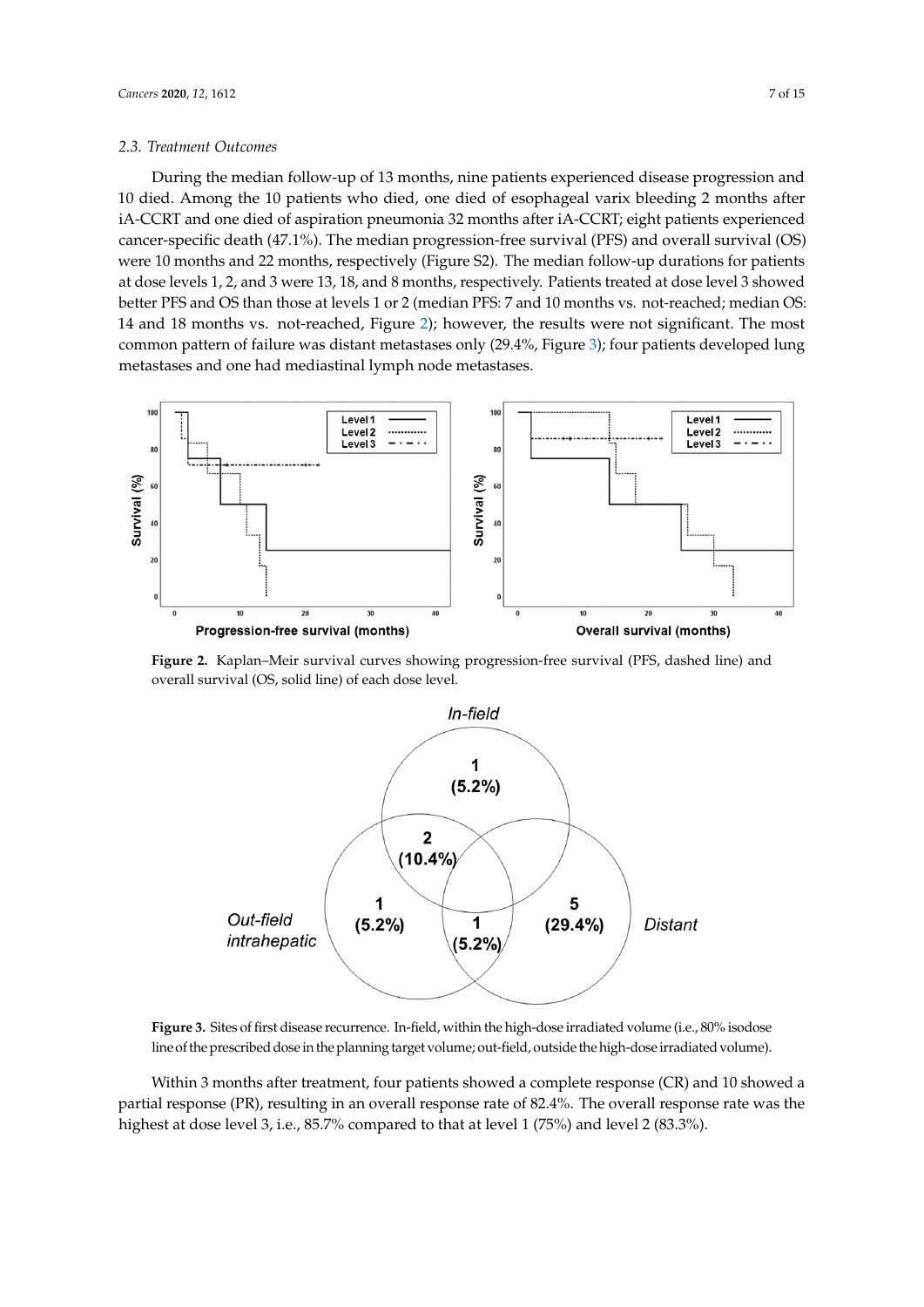### 2.3. Treatment Outcomes

During the median follow-up of 13 months, nine patients experienced disease progression and 10 died. Among the 10 patients who died, one died of esophageal varix bleeding 2 months after iA-CCRT and one died of aspiration pneumonia 32 months after iA-CCRT; eight patients experienced cancer-specific death (47.1%). The median progression-free survival (PFS) and overall survival (OS) were 10 months and 22 months, respectively (Figure S2). The median follow-up durations for patients at dose levels 1, 2, and 3 were 13, 18, and 8 months, respectively. Patients treated at dose level 3 showed better PFS and OS than those at levels 1 or 2 (median PFS: 7 and 10 months vs. not-reached; median OS: 14 and 18 months vs. not-reached, Figure 2); however, the results were not significant. The most common pattern of failure was distant metastases only (29.4%, Figure 3); four patients developed lung metastases and one had mediastinal lymph node metastases.

**Figure 2.** Kaplan–Meir survival curves showing progression-free survival (PFS, dashed line) and overall survival (OS, solid line) of each dose level.

**Figure 3.** Sites of first disease recurrence. In-field, within the high-dose irradiated volume (i.e., 80% isodose line of the prescribed dose in the planning target volume; out-field, outside the high-dose irradiated volume).

Within 3 months after treatment, four patients showed a complete response (CR) and 10 showed a partial response (PR), resulting in an overall response rate of 82.4%. The overall response rate was the highest at dose level 3, i.e., 85.7% compared to that at level 1 (75%) and level 2 (83.3%).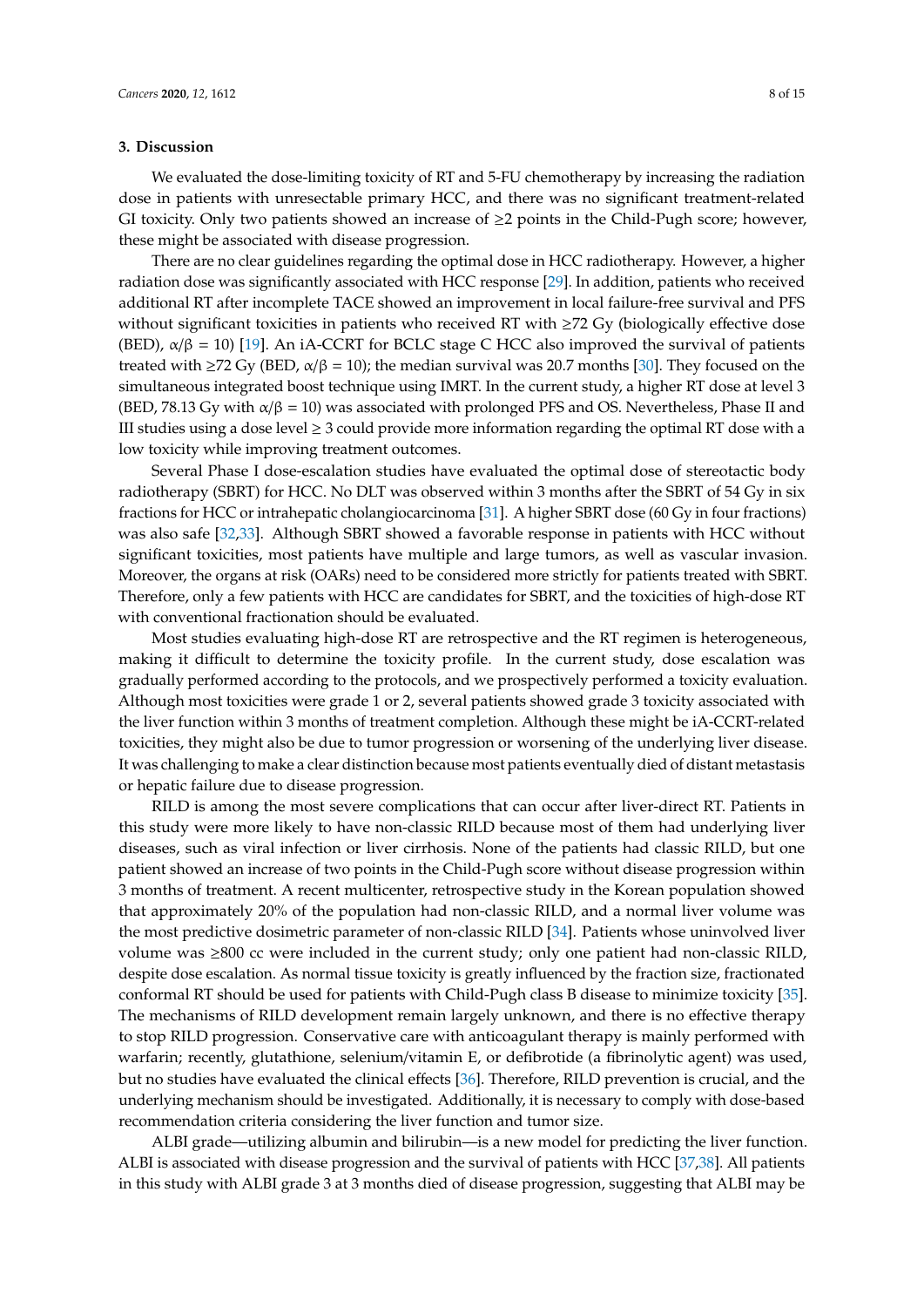## 3. Discussion

We evaluated the dose-limiting toxicity of RT and 5-FU chemotherapy by increasing the radiation dose in patients with unresectable primary HCC, and there was no significant treatment-related GI toxicity. Only two patients showed an increase of ≥2 points in the Child-Pugh score; however, these might be associated with disease progression.

There are no clear guidelines regarding the optimal dose in HCC radiotherapy. However, a higher radiation dose was significantly associated with HCC response [29]. In addition, patients who received additional RT after incomplete TACE showed an improvement in local failure-free survival and PFS without significant toxicities in patients who received RT with ≥72 Gy (biologically effective dose (BED), $\alpha/\beta = 10$) [19]. An iA-CCRT for BCLC stage C HCC also improved the survival of patients treated with ≥72 Gy (BED, $\alpha/\beta = 10$); the median survival was 20.7 months [30]. They focused on the simultaneous integrated boost technique using IMRT. In the current study, a higher RT dose at level 3 (BED, 78.13 Gy with $\alpha/\beta = 10$) was associated with prolonged PFS and OS. Nevertheless, Phase II and III studies using a dose level ≥ 3 could provide more information regarding the optimal RT dose with a low toxicity while improving treatment outcomes.

Several Phase I dose-escalation studies have evaluated the optimal dose of stereotactic body radiotherapy (SBRT) for HCC. No DLT was observed within 3 months after the SBRT of 54 Gy in six fractions for HCC or intrahepatic cholangiocarcinoma [31]. A higher SBRT dose (60 Gy in four fractions) was also safe [32,33]. Although SBRT showed a favorable response in patients with HCC without significant toxicities, most patients have multiple and large tumors, as well as vascular invasion. Moreover, the organs at risk (OARs) need to be considered more strictly for patients treated with SBRT. Therefore, only a few patients with HCC are candidates for SBRT, and the toxicities of high-dose RT with conventional fractionation should be evaluated.

Most studies evaluating high-dose RT are retrospective and the RT regimen is heterogeneous, making it difficult to determine the toxicity profile. In the current study, dose escalation was gradually performed according to the protocols, and we prospectively performed a toxicity evaluation. Although most toxicities were grade 1 or 2, several patients showed grade 3 toxicity associated with the liver function within 3 months of treatment completion. Although these might be iA-CCRT-related toxicities, they might also be due to tumor progression or worsening of the underlying liver disease. It was challenging to make a clear distinction because most patients eventually died of distant metastasis or hepatic failure due to disease progression.

RILD is among the most severe complications that can occur after liver-direct RT. Patients in this study were more likely to have non-classic RILD because most of them had underlying liver diseases, such as viral infection or liver cirrhosis. None of the patients had classic RILD, but one patient showed an increase of two points in the Child-Pugh score without disease progression within 3 months of treatment. A recent multicenter, retrospective study in the Korean population showed that approximately 20% of the population had non-classic RILD, and a normal liver volume was the most predictive dosimetric parameter of non-classic RILD [34]. Patients whose uninvolved liver volume was ≥800 cc were included in the current study; only one patient had non-classic RILD, despite dose escalation. As normal tissue toxicity is greatly influenced by the fraction size, fractionated conformal RT should be used for patients with Child-Pugh class B disease to minimize toxicity [35]. The mechanisms of RILD development remain largely unknown, and there is no effective therapy to stop RILD progression. Conservative care with anticoagulant therapy is mainly performed with warfarin; recently, glutathione, selenium/vitamin E, or defibrotide (a fibrinolytic agent) was used, but no studies have evaluated the clinical effects [36]. Therefore, RILD prevention is crucial, and the underlying mechanism should be investigated. Additionally, it is necessary to comply with dose-based recommendation criteria considering the liver function and tumor size.

ALBI grade—utilizing albumin and bilirubin—is a new model for predicting the liver function. ALBI is associated with disease progression and the survival of patients with HCC [37,38]. All patients in this study with ALBI grade 3 at 3 months died of disease progression, suggesting that ALBI may be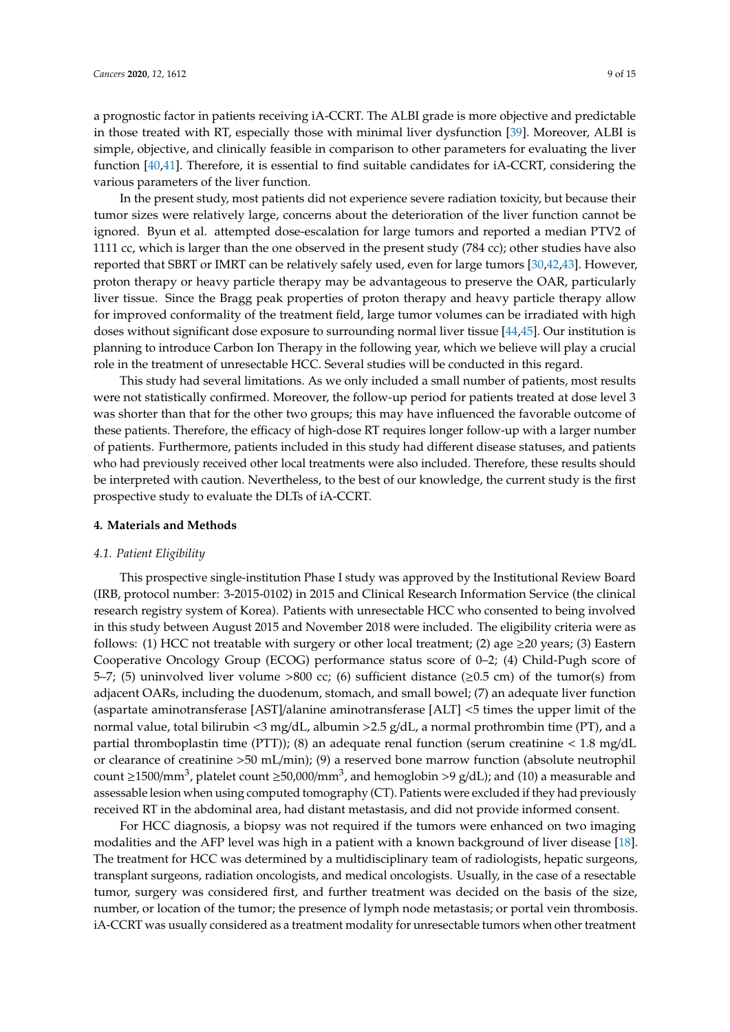a prognostic factor in patients receiving iA-CCRT. The ALBI grade is more objective and predictable in those treated with RT, especially those with minimal liver dysfunction [39]. Moreover, ALBI is simple, objective, and clinically feasible in comparison to other parameters for evaluating the liver function [40,41]. Therefore, it is essential to find suitable candidates for iA-CCRT, considering the various parameters of the liver function.

In the present study, most patients did not experience severe radiation toxicity, but because their tumor sizes were relatively large, concerns about the deterioration of the liver function cannot be ignored. Byun et al. attempted dose-escalation for large tumors and reported a median PTV2 of 1111 cc, which is larger than the one observed in the present study (784 cc); other studies have also reported that SBRT or IMRT can be relatively safely used, even for large tumors [30,42,43]. However, proton therapy or heavy particle therapy may be advantageous to preserve the OAR, particularly liver tissue. Since the Bragg peak properties of proton therapy and heavy particle therapy allow for improved conformality of the treatment field, large tumor volumes can be irradiated with high doses without significant dose exposure to surrounding normal liver tissue [44,45]. Our institution is planning to introduce Carbon Ion Therapy in the following year, which we believe will play a crucial role in the treatment of unresectable HCC. Several studies will be conducted in this regard.

This study had several limitations. As we only included a small number of patients, most results were not statistically confirmed. Moreover, the follow-up period for patients treated at dose level 3 was shorter than that for the other two groups; this may have influenced the favorable outcome of these patients. Therefore, the efficacy of high-dose RT requires longer follow-up with a larger number of patients. Furthermore, patients included in this study had different disease statuses, and patients who had previously received other local treatments were also included. Therefore, these results should be interpreted with caution. Nevertheless, to the best of our knowledge, the current study is the first prospective study to evaluate the DLTs of iA-CCRT.

## 4. Materials and Methods

### *4.1. Patient Eligibility*

This prospective single-institution Phase I study was approved by the Institutional Review Board (IRB, protocol number: 3-2015-0102) in 2015 and Clinical Research Information Service (the clinical research registry system of Korea). Patients with unresectable HCC who consented to being involved in this study between August 2015 and November 2018 were included. The eligibility criteria were as follows: (1) HCC not treatable with surgery or other local treatment; (2) age ≥20 years; (3) Eastern Cooperative Oncology Group (ECOG) performance status score of 0–2; (4) Child-Pugh score of 5–7; (5) uninvolved liver volume >800 cc; (6) sufficient distance (≥0.5 cm) of the tumor(s) from adjacent OARs, including the duodenum, stomach, and small bowel; (7) an adequate liver function (aspartate aminotransferase [AST]/alanine aminotransferase [ALT] <5 times the upper limit of the normal value, total bilirubin <3 mg/dL, albumin >2.5 g/dL, a normal prothrombin time (PT), and a partial thromboplastin time (PTT)); (8) an adequate renal function (serum creatinine < 1.8 mg/dL or clearance of creatinine >50 mL/min); (9) a reserved bone marrow function (absolute neutrophil count ≥1500/mm$^3$, platelet count ≥50,000/mm$^3$, and hemoglobin >9 g/dL); and (10) a measurable and assessable lesion when using computed tomography (CT). Patients were excluded if they had previously received RT in the abdominal area, had distant metastasis, and did not provide informed consent.

For HCC diagnosis, a biopsy was not required if the tumors were enhanced on two imaging modalities and the AFP level was high in a patient with a known background of liver disease [18]. The treatment for HCC was determined by a multidisciplinary team of radiologists, hepatic surgeons, transplant surgeons, radiation oncologists, and medical oncologists. Usually, in the case of a resectable tumor, surgery was considered first, and further treatment was decided on the basis of the size, number, or location of the tumor; the presence of lymph node metastasis; or portal vein thrombosis. iA-CCRT was usually considered as a treatment modality for unresectable tumors when other treatment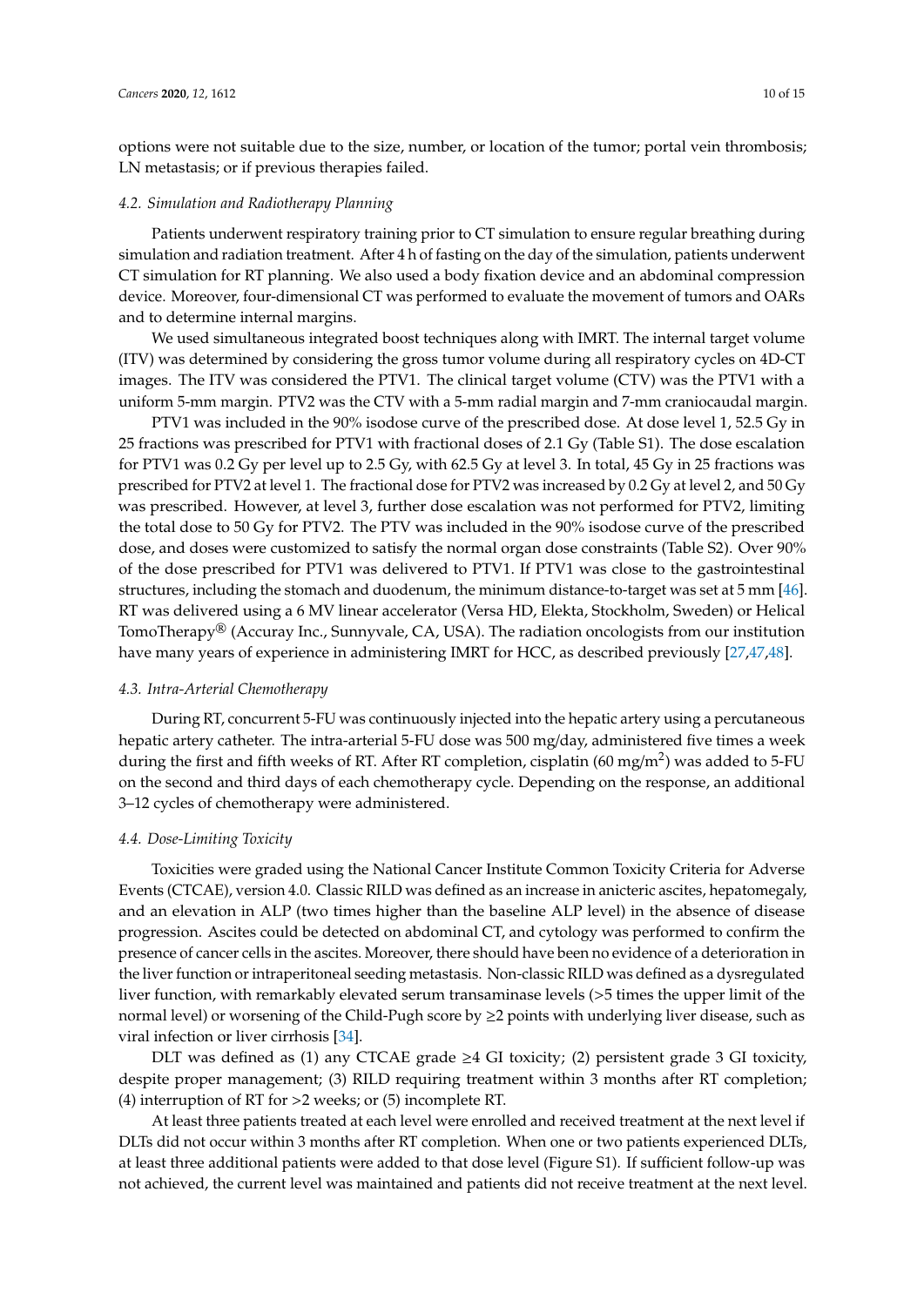options were not suitable due to the size, number, or location of the tumor; portal vein thrombosis; LN metastasis; or if previous therapies failed.

### 4.2. Simulation and Radiotherapy Planning

Patients underwent respiratory training prior to CT simulation to ensure regular breathing during simulation and radiation treatment. After 4 h of fasting on the day of the simulation, patients underwent CT simulation for RT planning. We also used a body fixation device and an abdominal compression device. Moreover, four-dimensional CT was performed to evaluate the movement of tumors and OARs and to determine internal margins.

We used simultaneous integrated boost techniques along with IMRT. The internal target volume (ITV) was determined by considering the gross tumor volume during all respiratory cycles on 4D-CT images. The ITV was considered the PTV1. The clinical target volume (CTV) was the PTV1 with a uniform 5-mm margin. PTV2 was the CTV with a 5-mm radial margin and 7-mm craniocaudal margin.

PTV1 was included in the 90% isodose curve of the prescribed dose. At dose level 1, 52.5 Gy in 25 fractions was prescribed for PTV1 with fractional doses of 2.1 Gy (Table S1). The dose escalation for PTV1 was 0.2 Gy per level up to 2.5 Gy, with 62.5 Gy at level 3. In total, 45 Gy in 25 fractions was prescribed for PTV2 at level 1. The fractional dose for PTV2 was increased by 0.2 Gy at level 2, and 50 Gy was prescribed. However, at level 3, further dose escalation was not performed for PTV2, limiting the total dose to 50 Gy for PTV2. The PTV was included in the 90% isodose curve of the prescribed dose, and doses were customized to satisfy the normal organ dose constraints (Table S2). Over 90% of the dose prescribed for PTV1 was delivered to PTV1. If PTV1 was close to the gastrointestinal structures, including the stomach and duodenum, the minimum distance-to-target was set at 5 mm [46]. RT was delivered using a 6 MV linear accelerator (Versa HD, Elekta, Stockholm, Sweden) or Helical TomoTherapy® (Accuray Inc., Sunnyvale, CA, USA). The radiation oncologists from our institution have many years of experience in administering IMRT for HCC, as described previously [27,47,48].

### 4.3. Intra-Arterial Chemotherapy

During RT, concurrent 5-FU was continuously injected into the hepatic artery using a percutaneous hepatic artery catheter. The intra-arterial 5-FU dose was 500 mg/day, administered five times a week during the first and fifth weeks of RT. After RT completion, cisplatin (60 mg/m$^2$) was added to 5-FU on the second and third days of each chemotherapy cycle. Depending on the response, an additional 3–12 cycles of chemotherapy were administered.

### 4.4. Dose-Limiting Toxicity

Toxicities were graded using the National Cancer Institute Common Toxicity Criteria for Adverse Events (CTCAE), version 4.0. Classic RILD was defined as an increase in anicteric ascites, hepatomegaly, and an elevation in ALP (two times higher than the baseline ALP level) in the absence of disease progression. Ascites could be detected on abdominal CT, and cytology was performed to confirm the presence of cancer cells in the ascites. Moreover, there should have been no evidence of a deterioration in the liver function or intraperitoneal seeding metastasis. Non-classic RILD was defined as a dysregulated liver function, with remarkably elevated serum transaminase levels (>5 times the upper limit of the normal level) or worsening of the Child-Pugh score by ≥2 points with underlying liver disease, such as viral infection or liver cirrhosis [34].

DLT was defined as (1) any CTCAE grade ≥4 GI toxicity; (2) persistent grade 3 GI toxicity, despite proper management; (3) RILD requiring treatment within 3 months after RT completion; (4) interruption of RT for >2 weeks; or (5) incomplete RT.

At least three patients treated at each level were enrolled and received treatment at the next level if DLTs did not occur within 3 months after RT completion. When one or two patients experienced DLTs, at least three additional patients were added to that dose level (Figure S1). If sufficient follow-up was not achieved, the current level was maintained and patients did not receive treatment at the next level.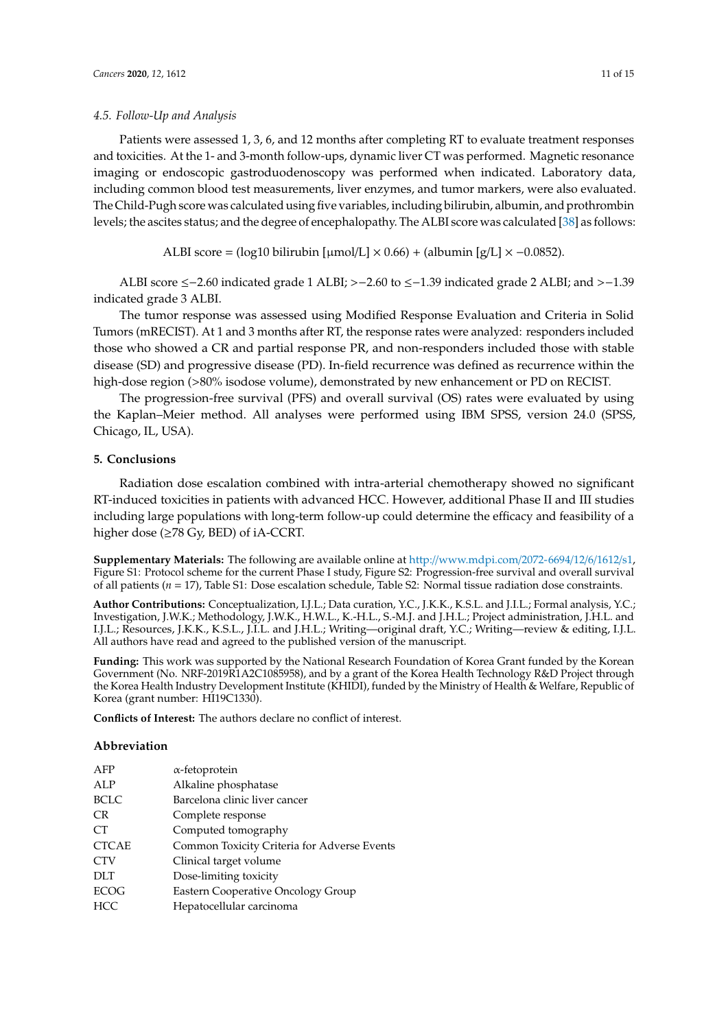### 4.5. Follow-Up and Analysis

Patients were assessed 1, 3, 6, and 12 months after completing RT to evaluate treatment responses and toxicities. At the 1- and 3-month follow-ups, dynamic liver CT was performed. Magnetic resonance imaging or endoscopic gastroduodenoscopy was performed when indicated. Laboratory data, including common blood test measurements, liver enzymes, and tumor markers, were also evaluated. The Child-Pugh score was calculated using five variables, including bilirubin, albumin, and prothrombin levels; the ascites status; and the degree of encephalopathy. The ALBI score was calculated [38] as follows:

$$\text{ALBI score} = (\log 10 \text{ bilirubin } [\mu\text{mol/L}] \times 0.66) + (\text{albumin } [\text{g/L}] \times -0.0852).$$

ALBI score ≤−2.60 indicated grade 1 ALBI; >−2.60 to ≤−1.39 indicated grade 2 ALBI; and >−1.39 indicated grade 3 ALBI.

The tumor response was assessed using Modified Response Evaluation and Criteria in Solid Tumors (mRECIST). At 1 and 3 months after RT, the response rates were analyzed: responders included those who showed a CR and partial response PR, and non-responders included those with stable disease (SD) and progressive disease (PD). In-field recurrence was defined as recurrence within the high-dose region (>80% isodose volume), demonstrated by new enhancement or PD on RECIST.

The progression-free survival (PFS) and overall survival (OS) rates were evaluated by using the Kaplan–Meier method. All analyses were performed using IBM SPSS, version 24.0 (SPSS, Chicago, IL, USA).

## 5. Conclusions

Radiation dose escalation combined with intra-arterial chemotherapy showed no significant RT-induced toxicities in patients with advanced HCC. However, additional Phase II and III studies including large populations with long-term follow-up could determine the efficacy and feasibility of a higher dose (≥78 Gy, BED) of iA-CCRT.

**Supplementary Materials:** The following are available online at http://www.mdpi.com/2072-6694/12/6/1612/s1, Figure S1: Protocol scheme for the current Phase I study, Figure S2: Progression-free survival and overall survival of all patients ($n$ = 17), Table S1: Dose escalation schedule, Table S2: Normal tissue radiation dose constraints.

**Author Contributions:** Conceptualization, I.J.L.; Data curation, Y.C., J.K.K., K.S.L. and J.I.L.; Formal analysis, Y.C.; Investigation, J.W.K.; Methodology, J.W.K., H.W.L., K.-H.L., S.-M.J. and J.H.L.; Project administration, J.H.L. and I.J.L.; Resources, J.K.K., K.S.L., J.I.L. and J.H.L.; Writing—original draft, Y.C.; Writing—review & editing, I.J.L. All authors have read and agreed to the published version of the manuscript.

**Funding:** This work was supported by the National Research Foundation of Korea Grant funded by the Korean Government (No. NRF-2019R1A2C1085958), and by a grant of the Korea Health Technology R&D Project through the Korea Health Industry Development Institute (KHIDI), funded by the Ministry of Health & Welfare, Republic of Korea (grant number: HI19C1330).

**Conflicts of Interest:** The authors declare no conflict of interest.

## Abbreviation

| | |
|---|---|
| AFP | α-fetoprotein |
| ALP | Alkaline phosphatase |
| BCLC | Barcelona clinic liver cancer |
| CR | Complete response |
| CT | Computed tomography |
| CTCAE | Common Toxicity Criteria for Adverse Events |
| CTV | Clinical target volume |
| DLT | Dose-limiting toxicity |
| ECOG | Eastern Cooperative Oncology Group |
| HCC | Hepatocellular carcinoma |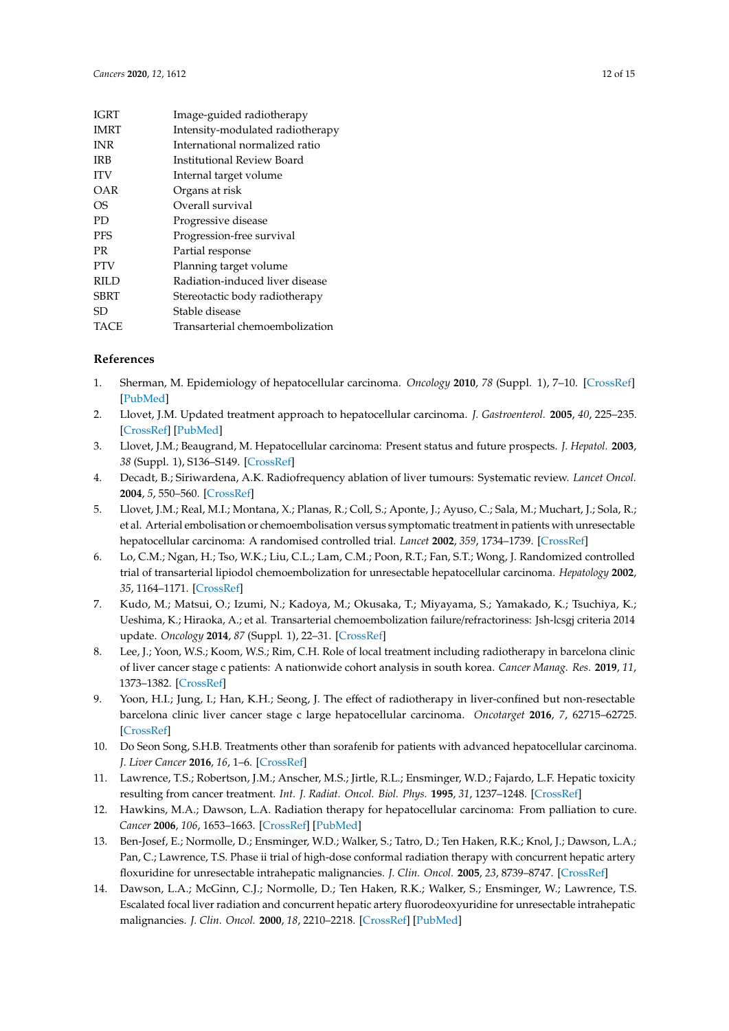| | |
|---|---|
| IGRT | Image-guided radiotherapy |
| IMRT | Intensity-modulated radiotherapy |
| INR | International normalized ratio |
| IRB | Institutional Review Board |
| ITV | Internal target volume |
| OAR | Organs at risk |
| OS | Overall survival |
| PD | Progressive disease |
| PFS | Progression-free survival |
| PR | Partial response |
| PTV | Planning target volume |
| RILD | Radiation-induced liver disease |
| SBRT | Stereotactic body radiotherapy |
| SD | Stable disease |
| TACE | Transarterial chemoembolization |

## References

1. Sherman, M. Epidemiology of hepatocellular carcinoma. *Oncology* **2010**, *78* (Suppl. 1), 7–10. [CrossRef] [PubMed]
2. Llovet, J.M. Updated treatment approach to hepatocellular carcinoma. *J. Gastroenterol.* **2005**, *40*, 225–235. [CrossRef] [PubMed]
3. Llovet, J.M.; Beaugrand, M. Hepatocellular carcinoma: Present status and future prospects. *J. Hepatol.* **2003**, *38* (Suppl. 1), S136–S149. [CrossRef]
4. Decadt, B.; Siriwardena, A.K. Radiofrequency ablation of liver tumours: Systematic review. *Lancet Oncol.* **2004**, *5*, 550–560. [CrossRef]
5. Llovet, J.M.; Real, M.I.; Montana, X.; Planas, R.; Coll, S.; Aponte, J.; Ayuso, C.; Sala, M.; Muchart, J.; Sola, R.; et al. Arterial embolisation or chemoembolisation versus symptomatic treatment in patients with unresectable hepatocellular carcinoma: A randomised controlled trial. *Lancet* **2002**, *359*, 1734–1739. [CrossRef]
6. Lo, C.M.; Ngan, H.; Tso, W.K.; Liu, C.L.; Lam, C.M.; Poon, R.T.; Fan, S.T.; Wong, J. Randomized controlled trial of transarterial lipiodol chemoembolization for unresectable hepatocellular carcinoma. *Hepatology* **2002**, *35*, 1164–1171. [CrossRef]
7. Kudo, M.; Matsui, O.; Izumi, N.; Kadoya, M.; Okusaka, T.; Miyayama, S.; Yamakado, K.; Tsuchiya, K.; Ueshima, K.; Hiraoka, A.; et al. Transarterial chemoembolization failure/refractoriness: Jsh-lcsgj criteria 2014 update. *Oncology* **2014**, *87* (Suppl. 1), 22–31. [CrossRef]
8. Lee, J.; Yoon, W.S.; Koom, W.S.; Rim, C.H. Role of local treatment including radiotherapy in barcelona clinic of liver cancer stage c patients: A nationwide cohort analysis in south korea. *Cancer Manag. Res.* **2019**, *11*, 1373–1382. [CrossRef]
9. Yoon, H.I.; Jung, I.; Han, K.H.; Seong, J. The effect of radiotherapy in liver-confined but non-resectable barcelona clinic liver cancer stage c large hepatocellular carcinoma. *Oncotarget* **2016**, *7*, 62715–62725. [CrossRef]
10. Do Seon Song, S.H.B. Treatments other than sorafenib for patients with advanced hepatocellular carcinoma. *J. Liver Cancer* **2016**, *16*, 1–6. [CrossRef]
11. Lawrence, T.S.; Robertson, J.M.; Anscher, M.S.; Jirtle, R.L.; Ensminger, W.D.; Fajardo, L.F. Hepatic toxicity resulting from cancer treatment. *Int. J. Radiat. Oncol. Biol. Phys.* **1995**, *31*, 1237–1248. [CrossRef]
12. Hawkins, M.A.; Dawson, L.A. Radiation therapy for hepatocellular carcinoma: From palliation to cure. *Cancer* **2006**, *106*, 1653–1663. [CrossRef] [PubMed]
13. Ben-Josef, E.; Normolle, D.; Ensminger, W.D.; Walker, S.; Tatro, D.; Ten Haken, R.K.; Knol, J.; Dawson, L.A.; Pan, C.; Lawrence, T.S. Phase ii trial of high-dose conformal radiation therapy with concurrent hepatic artery floxuridine for unresectable intrahepatic malignancies. *J. Clin. Oncol.* **2005**, *23*, 8739–8747. [CrossRef]
14. Dawson, L.A.; McGinn, C.J.; Normolle, D.; Ten Haken, R.K.; Walker, S.; Ensminger, W.; Lawrence, T.S. Escalated focal liver radiation and concurrent hepatic artery fluorodeoxyuridine for unresectable intrahepatic malignancies. *J. Clin. Oncol.* **2000**, *18*, 2210–2218. [CrossRef] [PubMed]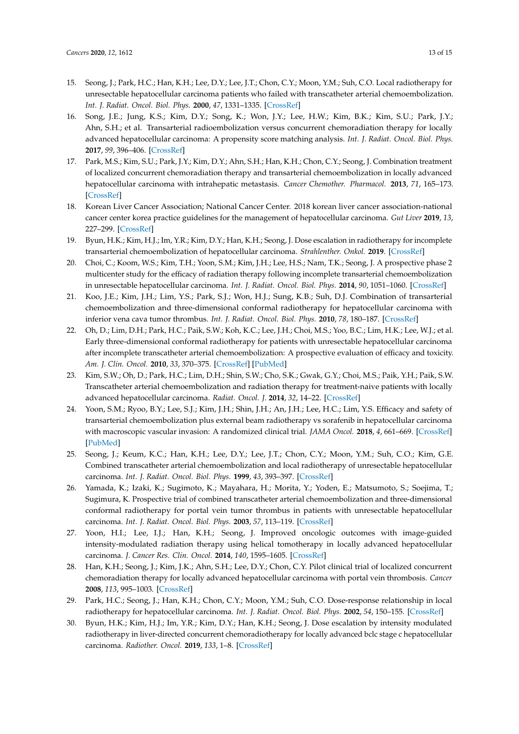15. Seong, J.; Park, H.C.; Han, K.H.; Lee, D.Y.; Lee, J.T.; Chon, C.Y.; Moon, Y.M.; Suh, C.O. Local radiotherapy for unresectable hepatocellular carcinoma patients who failed with transcatheter arterial chemoembolization. *Int. J. Radiat. Oncol. Biol. Phys.* **2000**, *47*, 1331–1335. [CrossRef]
16. Song, J.E.; Jung, K.S.; Kim, D.Y.; Song, K.; Won, J.Y.; Lee, H.W.; Kim, B.K.; Kim, S.U.; Park, J.Y.; Ahn, S.H.; et al. Transarterial radioembolization versus concurrent chemoradiation therapy for locally advanced hepatocellular carcinoma: A propensity score matching analysis. *Int. J. Radiat. Oncol. Biol. Phys.* **2017**, *99*, 396–406. [CrossRef]
17. Park, M.S.; Kim, S.U.; Park, J.Y.; Kim, D.Y.; Ahn, S.H.; Han, K.H.; Chon, C.Y.; Seong, J. Combination treatment of localized concurrent chemoradiation therapy and transarterial chemoembolization in locally advanced hepatocellular carcinoma with intrahepatic metastasis. *Cancer Chemother. Pharmacol.* **2013**, *71*, 165–173. [CrossRef]
18. Korean Liver Cancer Association; National Cancer Center. 2018 korean liver cancer association-national cancer center korea practice guidelines for the management of hepatocellular carcinoma. *Gut Liver* **2019**, *13*, 227–299. [CrossRef]
19. Byun, H.K.; Kim, H.J.; Im, Y.R.; Kim, D.Y.; Han, K.H.; Seong, J. Dose escalation in radiotherapy for incomplete transarterial chemoembolization of hepatocellular carcinoma. *Strahlenther. Onkol.* **2019**. [CrossRef]
20. Choi, C.; Koom, W.S.; Kim, T.H.; Yoon, S.M.; Kim, J.H.; Lee, H.S.; Nam, T.K.; Seong, J. A prospective phase 2 multicenter study for the efficacy of radiation therapy following incomplete transarterial chemoembolization in unresectable hepatocellular carcinoma. *Int. J. Radiat. Oncol. Biol. Phys.* **2014**, *90*, 1051–1060. [CrossRef]
21. Koo, J.E.; Kim, J.H.; Lim, Y.S.; Park, S.J.; Won, H.J.; Sung, K.B.; Suh, D.J. Combination of transarterial chemoembolization and three-dimensional conformal radiotherapy for hepatocellular carcinoma with inferior vena cava tumor thrombus. *Int. J. Radiat. Oncol. Biol. Phys.* **2010**, *78*, 180–187. [CrossRef]
22. Oh, D.; Lim, D.H.; Park, H.C.; Paik, S.W.; Koh, K.C.; Lee, J.H.; Choi, M.S.; Yoo, B.C.; Lim, H.K.; Lee, W.J.; et al. Early three-dimensional conformal radiotherapy for patients with unresectable hepatocellular carcinoma after incomplete transcatheter arterial chemoembolization: A prospective evaluation of efficacy and toxicity. *Am. J. Clin. Oncol.* **2010**, *33*, 370–375. [CrossRef] [PubMed]
23. Kim, S.W.; Oh, D.; Park, H.C.; Lim, D.H.; Shin, S.W.; Cho, S.K.; Gwak, G.Y.; Choi, M.S.; Paik, Y.H.; Paik, S.W. Transcatheter arterial chemoembolization and radiation therapy for treatment-naive patients with locally advanced hepatocellular carcinoma. *Radiat. Oncol. J.* **2014**, *32*, 14–22. [CrossRef]
24. Yoon, S.M.; Ryoo, B.Y.; Lee, S.J.; Kim, J.H.; Shin, J.H.; An, J.H.; Lee, H.C.; Lim, Y.S. Efficacy and safety of transarterial chemoembolization plus external beam radiotherapy vs sorafenib in hepatocellular carcinoma with macroscopic vascular invasion: A randomized clinical trial. *JAMA Oncol.* **2018**, *4*, 661–669. [CrossRef] [PubMed]
25. Seong, J.; Keum, K.C.; Han, K.H.; Lee, D.Y.; Lee, J.T.; Chon, C.Y.; Moon, Y.M.; Suh, C.O.; Kim, G.E. Combined transcatheter arterial chemoembolization and local radiotherapy of unresectable hepatocellular carcinoma. *Int. J. Radiat. Oncol. Biol. Phys.* **1999**, *43*, 393–397. [CrossRef]
26. Yamada, K.; Izaki, K.; Sugimoto, K.; Mayahara, H.; Morita, Y.; Yoden, E.; Matsumoto, S.; Soejima, T.; Sugimura, K. Prospective trial of combined transcatheter arterial chemoembolization and three-dimensional conformal radiotherapy for portal vein tumor thrombus in patients with unresectable hepatocellular carcinoma. *Int. J. Radiat. Oncol. Biol. Phys.* **2003**, *57*, 113–119. [CrossRef]
27. Yoon, H.I.; Lee, I.J.; Han, K.H.; Seong, J. Improved oncologic outcomes with image-guided intensity-modulated radiation therapy using helical tomotherapy in locally advanced hepatocellular carcinoma. *J. Cancer Res. Clin. Oncol.* **2014**, *140*, 1595–1605. [CrossRef]
28. Han, K.H.; Seong, J.; Kim, J.K.; Ahn, S.H.; Lee, D.Y.; Chon, C.Y. Pilot clinical trial of localized concurrent chemoradiation therapy for locally advanced hepatocellular carcinoma with portal vein thrombosis. *Cancer* **2008**, *113*, 995–1003. [CrossRef]
29. Park, H.C.; Seong, J.; Han, K.H.; Chon, C.Y.; Moon, Y.M.; Suh, C.O. Dose-response relationship in local radiotherapy for hepatocellular carcinoma. *Int. J. Radiat. Oncol. Biol. Phys.* **2002**, *54*, 150–155. [CrossRef]
30. Byun, H.K.; Kim, H.J.; Im, Y.R.; Kim, D.Y.; Han, K.H.; Seong, J. Dose escalation by intensity modulated radiotherapy in liver-directed concurrent chemoradiotherapy for locally advanced bclc stage c hepatocellular carcinoma. *Radiother. Oncol.* **2019**, *133*, 1–8. [CrossRef]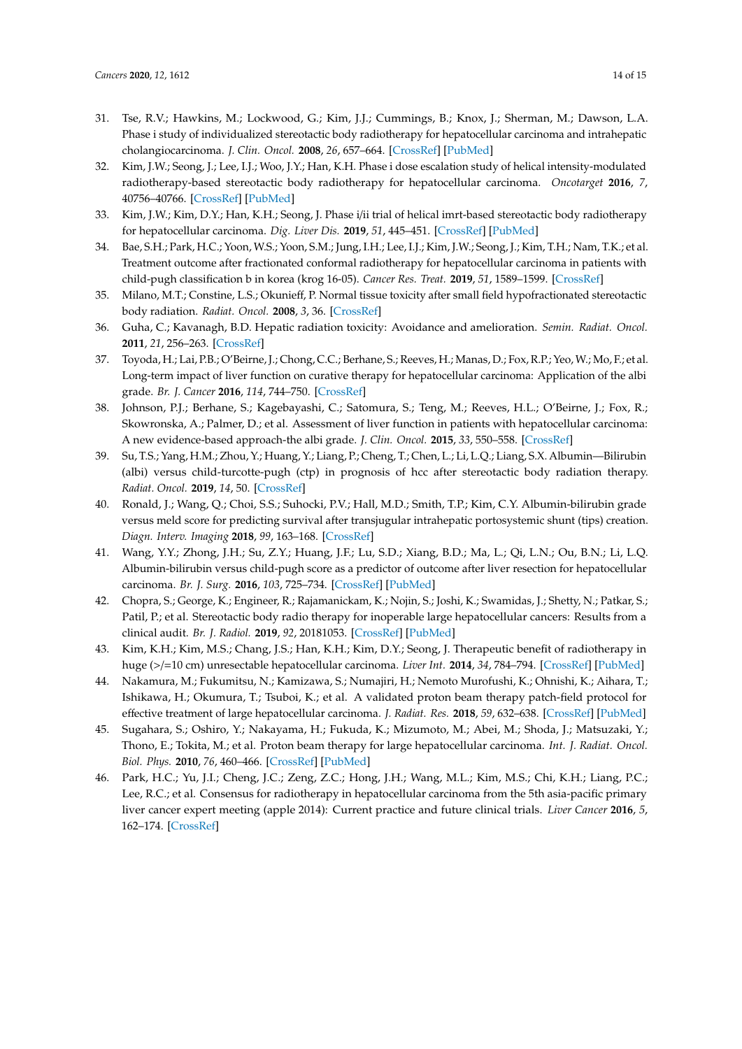31. Tse, R.V.; Hawkins, M.; Lockwood, G.; Kim, J.J.; Cummings, B.; Knox, J.; Sherman, M.; Dawson, L.A. Phase i study of individualized stereotactic body radiotherapy for hepatocellular carcinoma and intrahepatic cholangiocarcinoma. *J. Clin. Oncol.* **2008**, *26*, 657–664. [CrossRef] [PubMed]
32. Kim, J.W.; Seong, J.; Lee, I.J.; Woo, J.Y.; Han, K.H. Phase i dose escalation study of helical intensity-modulated radiotherapy-based stereotactic body radiotherapy for hepatocellular carcinoma. *Oncotarget* **2016**, *7*, 40756–40766. [CrossRef] [PubMed]
33. Kim, J.W.; Kim, D.Y.; Han, K.H.; Seong, J. Phase i/ii trial of helical imrt-based stereotactic body radiotherapy for hepatocellular carcinoma. *Dig. Liver Dis.* **2019**, *51*, 445–451. [CrossRef] [PubMed]
34. Bae, S.H.; Park, H.C.; Yoon, W.S.; Yoon, S.M.; Jung, I.H.; Lee, I.J.; Kim, J.W.; Seong, J.; Kim, T.H.; Nam, T.K.; et al. Treatment outcome after fractionated conformal radiotherapy for hepatocellular carcinoma in patients with child-pugh classification b in korea (krog 16-05). *Cancer Res. Treat.* **2019**, *51*, 1589–1599. [CrossRef]
35. Milano, M.T.; Constine, L.S.; Okunieff, P. Normal tissue toxicity after small field hypofractionated stereotactic body radiation. *Radiat. Oncol.* **2008**, *3*, 36. [CrossRef]
36. Guha, C.; Kavanagh, B.D. Hepatic radiation toxicity: Avoidance and amelioration. *Semin. Radiat. Oncol.* **2011**, *21*, 256–263. [CrossRef]
37. Toyoda, H.; Lai, P.B.; O'Beirne, J.; Chong, C.C.; Berhane, S.; Reeves, H.; Manas, D.; Fox, R.P.; Yeo, W.; Mo, F.; et al. Long-term impact of liver function on curative therapy for hepatocellular carcinoma: Application of the albi grade. *Br. J. Cancer* **2016**, *114*, 744–750. [CrossRef]
38. Johnson, P.J.; Berhane, S.; Kagebayashi, C.; Satomura, S.; Teng, M.; Reeves, H.L.; O'Beirne, J.; Fox, R.; Skowronska, A.; Palmer, D.; et al. Assessment of liver function in patients with hepatocellular carcinoma: A new evidence-based approach-the albi grade. *J. Clin. Oncol.* **2015**, *33*, 550–558. [CrossRef]
39. Su, T.S.; Yang, H.M.; Zhou, Y.; Huang, Y.; Liang, P.; Cheng, T.; Chen, L.; Li, L.Q.; Liang, S.X. Albumin—Bilirubin (albi) versus child-turcotte-pugh (ctp) in prognosis of hcc after stereotactic body radiation therapy. *Radiat. Oncol.* **2019**, *14*, 50. [CrossRef]
40. Ronald, J.; Wang, Q.; Choi, S.S.; Suhocki, P.V.; Hall, M.D.; Smith, T.P.; Kim, C.Y. Albumin-bilirubin grade versus meld score for predicting survival after transjugular intrahepatic portosystemic shunt (tips) creation. *Diagn. Interv. Imaging* **2018**, *99*, 163–168. [CrossRef]
41. Wang, Y.Y.; Zhong, J.H.; Su, Z.Y.; Huang, J.F.; Lu, S.D.; Xiang, B.D.; Ma, L.; Qi, L.N.; Ou, B.N.; Li, L.Q. Albumin-bilirubin versus child-pugh score as a predictor of outcome after liver resection for hepatocellular carcinoma. *Br. J. Surg.* **2016**, *103*, 725–734. [CrossRef] [PubMed]
42. Chopra, S.; George, K.; Engineer, R.; Rajamanickam, K.; Nojin, S.; Joshi, K.; Swamidas, J.; Shetty, N.; Patkar, S.; Patil, P.; et al. Stereotactic body radio therapy for inoperable large hepatocellular cancers: Results from a clinical audit. *Br. J. Radiol.* **2019**, *92*, 20181053. [CrossRef] [PubMed]
43. Kim, K.H.; Kim, M.S.; Chang, J.S.; Han, K.H.; Kim, D.Y.; Seong, J. Therapeutic benefit of radiotherapy in huge (>/=10 cm) unresectable hepatocellular carcinoma. *Liver Int.* **2014**, *34*, 784–794. [CrossRef] [PubMed]
44. Nakamura, M.; Fukumitsu, N.; Kamizawa, S.; Numajiri, H.; Nemoto Murofushi, K.; Ohnishi, K.; Aihara, T.; Ishikawa, H.; Okumura, T.; Tsuboi, K.; et al. A validated proton beam therapy patch-field protocol for effective treatment of large hepatocellular carcinoma. *J. Radiat. Res.* **2018**, *59*, 632–638. [CrossRef] [PubMed]
45. Sugahara, S.; Oshiro, Y.; Nakayama, H.; Fukuda, K.; Mizumoto, M.; Abei, M.; Shoda, J.; Matsuzaki, Y.; Thono, E.; Tokita, M.; et al. Proton beam therapy for large hepatocellular carcinoma. *Int. J. Radiat. Oncol. Biol. Phys.* **2010**, *76*, 460–466. [CrossRef] [PubMed]
46. Park, H.C.; Yu, J.I.; Cheng, J.C.; Zeng, Z.C.; Hong, J.H.; Wang, M.L.; Kim, M.S.; Chi, K.H.; Liang, P.C.; Lee, R.C.; et al. Consensus for radiotherapy in hepatocellular carcinoma from the 5th asia-pacific primary liver cancer expert meeting (apple 2014): Current practice and future clinical trials. *Liver Cancer* **2016**, *5*, 162–174. [CrossRef]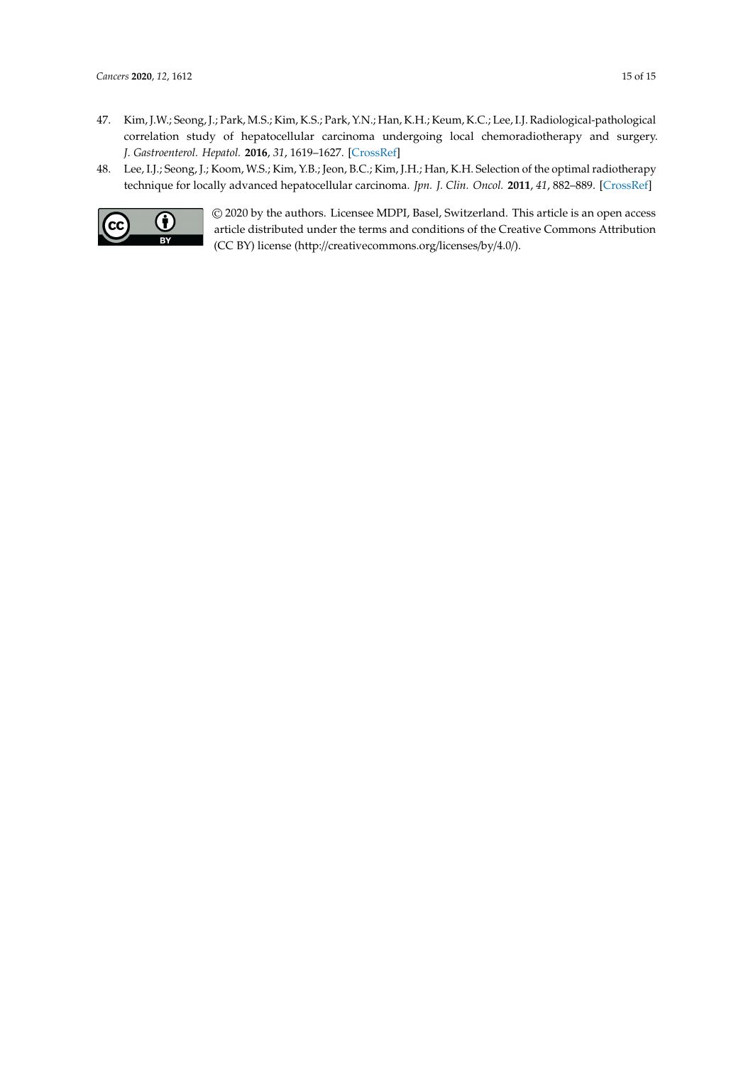47. Kim, J.W.; Seong, J.; Park, M.S.; Kim, K.S.; Park, Y.N.; Han, K.H.; Keum, K.C.; Lee, I.J. Radiological-pathological correlation study of hepatocellular carcinoma undergoing local chemoradiotherapy and surgery. *J. Gastroenterol. Hepatol.* **2016**, *31*, 1619–1627. [CrossRef]
48. Lee, I.J.; Seong, J.; Koom, W.S.; Kim, Y.B.; Jeon, B.C.; Kim, J.H.; Han, K.H. Selection of the optimal radiotherapy technique for locally advanced hepatocellular carcinoma. *Jpn. J. Clin. Oncol.* **2011**, *41*, 882–889. [CrossRef]

© 2020 by the authors. Licensee MDPI, Basel, Switzerland. This article is an open access article distributed under the terms and conditions of the Creative Commons Attribution (CC BY) license (http://creativecommons.org/licenses/by/4.0/).